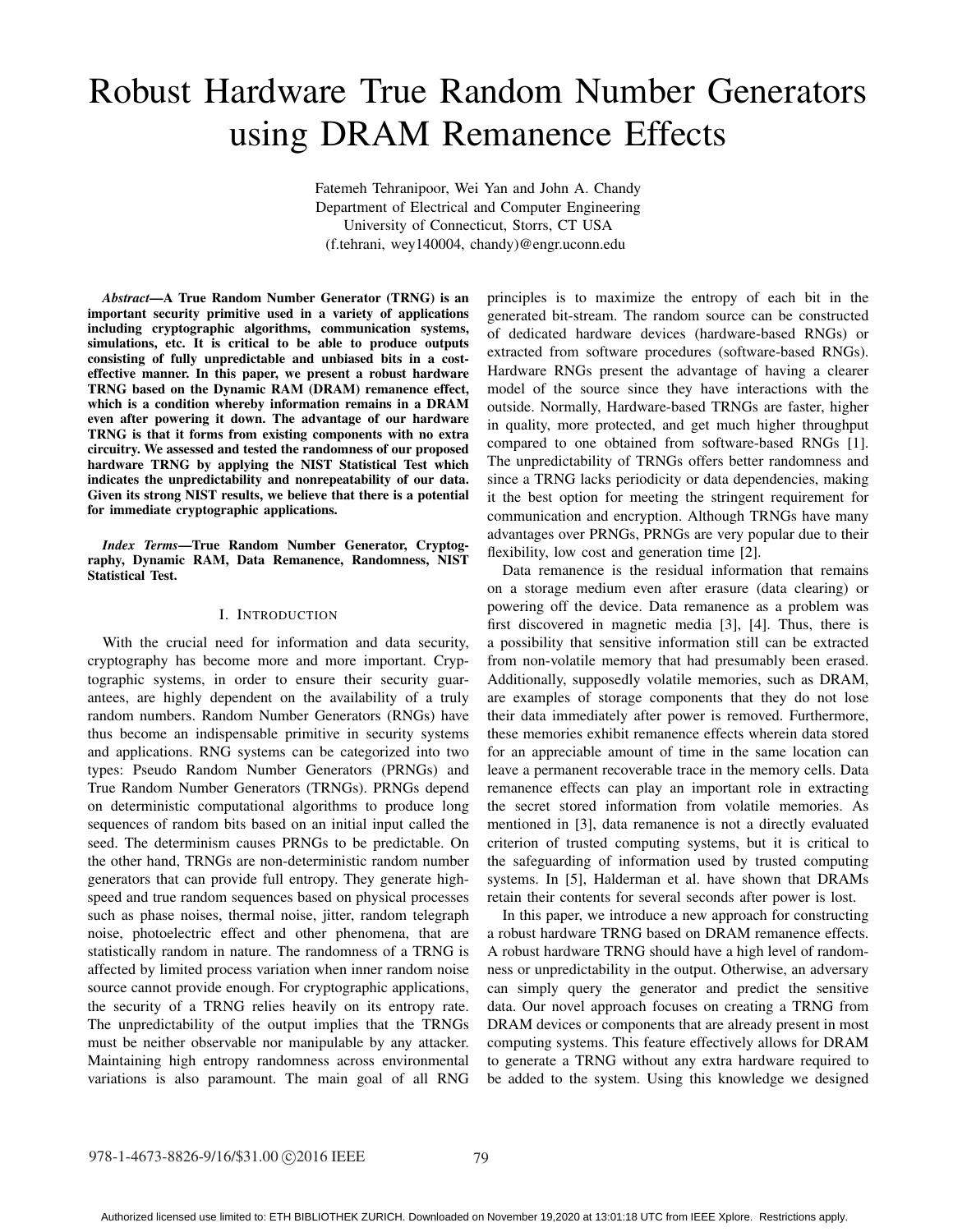# Robust Hardware True Random Number Generators using DRAM Remanence Effects

Fatemeh Tehranipoor, Wei Yan and John A. Chandy
Department of Electrical and Computer Engineering
University of Connecticut, Storrs, CT USA
(f.tehrani, wey140004, chandy)@engr.uconn.edu

***Abstract*—A True Random Number Generator (TRNG) is an important security primitive used in a variety of applications including cryptographic algorithms, communication systems, simulations, etc. It is critical to be able to produce outputs consisting of fully unpredictable and unbiased bits in a cost-effective manner. In this paper, we present a robust hardware TRNG based on the Dynamic RAM (DRAM) remanence effect, which is a condition whereby information remains in a DRAM even after powering it down. The advantage of our hardware TRNG is that it forms from existing components with no extra circuitry. We assessed and tested the randomness of our proposed hardware TRNG by applying the NIST Statistical Test which indicates the unpredictability and nonrepeatability of our data. Given its strong NIST results, we believe that there is a potential for immediate cryptographic applications.**

***Index Terms*—True Random Number Generator, Cryptography, Dynamic RAM, Data Remanence, Randomness, NIST Statistical Test.**

## I. Introduction

With the crucial need for information and data security, cryptography has become more and more important. Cryptographic systems, in order to ensure their security guarantees, are highly dependent on the availability of a truly random numbers. Random Number Generators (RNGs) have thus become an indispensable primitive in security systems and applications. RNG systems can be categorized into two types: Pseudo Random Number Generators (PRNGs) and True Random Number Generators (TRNGs). PRNGs depend on deterministic computational algorithms to produce long sequences of random bits based on an initial input called the seed. The determinism causes PRNGs to be predictable. On the other hand, TRNGs are non-deterministic random number generators that can provide full entropy. They generate high-speed and true random sequences based on physical processes such as phase noises, thermal noise, jitter, random telegraph noise, photoelectric effect and other phenomena, that are statistically random in nature. The randomness of a TRNG is affected by limited process variation when inner random noise source cannot provide enough. For cryptographic applications, the security of a TRNG relies heavily on its entropy rate. The unpredictability of the output implies that the TRNGs must be neither observable nor manipulable by any attacker. Maintaining high entropy randomness across environmental variations is also paramount. The main goal of all RNG principles is to maximize the entropy of each bit in the generated bit-stream. The random source can be constructed of dedicated hardware devices (hardware-based RNGs) or extracted from software procedures (software-based RNGs). Hardware RNGs present the advantage of having a clearer model of the source since they have interactions with the outside. Normally, Hardware-based TRNGs are faster, higher in quality, more protected, and get much higher throughput compared to one obtained from software-based RNGs [1]. The unpredictability of TRNGs offers better randomness and since a TRNG lacks periodicity or data dependencies, making it the best option for meeting the stringent requirement for communication and encryption. Although TRNGs have many advantages over PRNGs, PRNGs are very popular due to their flexibility, low cost and generation time [2].

Data remanence is the residual information that remains on a storage medium even after erasure (data clearing) or powering off the device. Data remanence as a problem was first discovered in magnetic media [3], [4]. Thus, there is a possibility that sensitive information still can be extracted from non-volatile memory that had presumably been erased. Additionally, supposedly volatile memories, such as DRAM, are examples of storage components that they do not lose their data immediately after power is removed. Furthermore, these memories exhibit remanence effects wherein data stored for an appreciable amount of time in the same location can leave a permanent recoverable trace in the memory cells. Data remanence effects can play an important role in extracting the secret stored information from volatile memories. As mentioned in [3], data remanence is not a directly evaluated criterion of trusted computing systems, but it is critical to the safeguarding of information used by trusted computing systems. In [5], Halderman et al. have shown that DRAMs retain their contents for several seconds after power is lost.

In this paper, we introduce a new approach for constructing a robust hardware TRNG based on DRAM remanence effects. A robust hardware TRNG should have a high level of randomness or unpredictability in the output. Otherwise, an adversary can simply query the generator and predict the sensitive data. Our novel approach focuses on creating a TRNG from DRAM devices or components that are already present in most computing systems. This feature effectively allows for DRAM to generate a TRNG without any extra hardware required to be added to the system. Using this knowledge we designed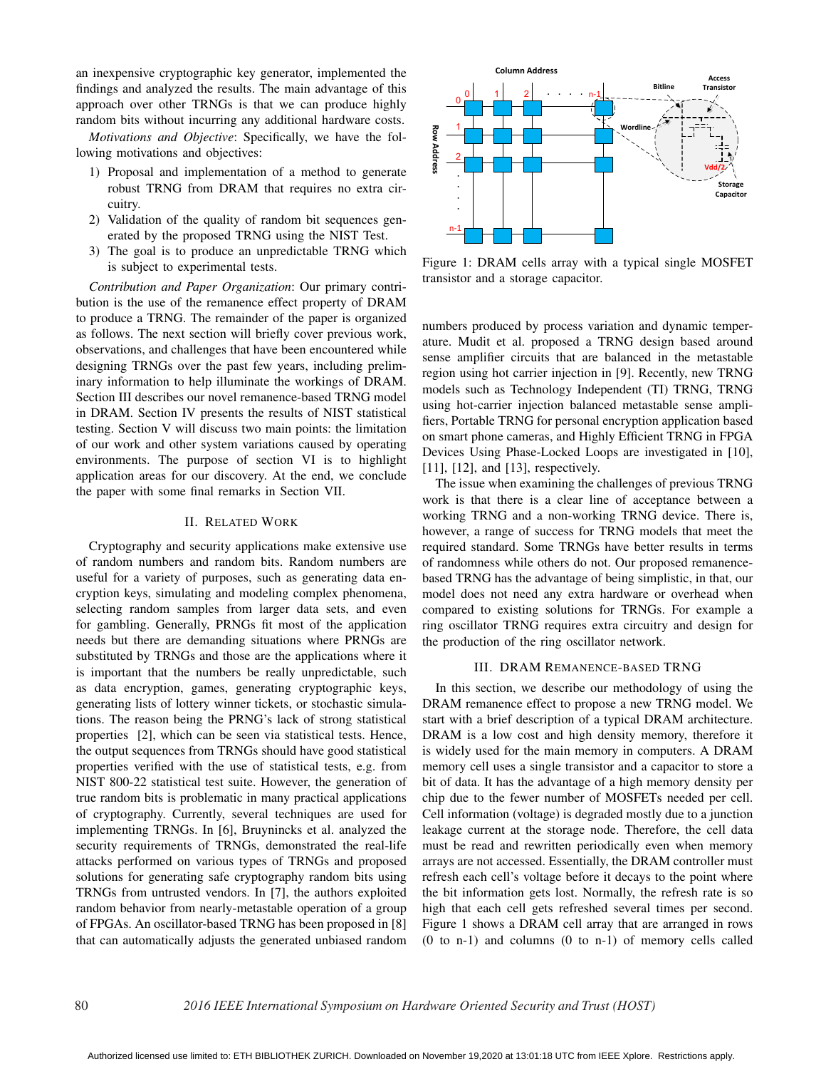an inexpensive cryptographic key generator, implemented the findings and analyzed the results. The main advantage of this approach over other TRNGs is that we can produce highly random bits without incurring any additional hardware costs.

*Motivations and Objective*: Specifically, we have the following motivations and objectives:

1) Proposal and implementation of a method to generate robust TRNG from DRAM that requires no extra circuitry.
2) Validation of the quality of random bit sequences generated by the proposed TRNG using the NIST Test.
3) The goal is to produce an unpredictable TRNG which is subject to experimental tests.

*Contribution and Paper Organization*: Our primary contribution is the use of the remanence effect property of DRAM to produce a TRNG. The remainder of the paper is organized as follows. The next section will briefly cover previous work, observations, and challenges that have been encountered while designing TRNGs over the past few years, including preliminary information to help illuminate the workings of DRAM. Section III describes our novel remanence-based TRNG model in DRAM. Section IV presents the results of NIST statistical testing. Section V will discuss two main points: the limitation of our work and other system variations caused by operating environments. The purpose of section VI is to highlight application areas for our discovery. At the end, we conclude the paper with some final remarks in Section VII.

## II. Related Work

Cryptography and security applications make extensive use of random numbers and random bits. Random numbers are useful for a variety of purposes, such as generating data encryption keys, simulating and modeling complex phenomena, selecting random samples from larger data sets, and even for gambling. Generally, PRNGs fit most of the application needs but there are demanding situations where PRNGs are substituted by TRNGs and those are the applications where it is important that the numbers be really unpredictable, such as data encryption, games, generating cryptographic keys, generating lists of lottery winner tickets, or stochastic simulations. The reason being the PRNG's lack of strong statistical properties [2], which can be seen via statistical tests. Hence, the output sequences from TRNGs should have good statistical properties verified with the use of statistical tests, e.g. from NIST 800-22 statistical test suite. However, the generation of true random bits is problematic in many practical applications of cryptography. Currently, several techniques are used for implementing TRNGs. In [6], Bruynincks et al. analyzed the security requirements of TRNGs, demonstrated the real-life attacks performed on various types of TRNGs and proposed solutions for generating safe cryptography random bits using TRNGs from untrusted vendors. In [7], the authors exploited random behavior from nearly-metastable operation of a group of FPGAs. An oscillator-based TRNG has been proposed in [8] that can automatically adjusts the generated unbiased random numbers produced by process variation and dynamic temperature. Mudit et al. proposed a TRNG design based around sense amplifier circuits that are balanced in the metastable region using hot carrier injection in [9]. Recently, new TRNG models such as Technology Independent (TI) TRNG, TRNG using hot-carrier injection balanced metastable sense amplifiers, Portable TRNG for personal encryption application based on smart phone cameras, and Highly Efficient TRNG in FPGA Devices Using Phase-Locked Loops are investigated in [10], [11], [12], and [13], respectively.

The issue when examining the challenges of previous TRNG work is that there is a clear line of acceptance between a working TRNG and a non-working TRNG device. There is, however, a range of success for TRNG models that meet the required standard. Some TRNGs have better results in terms of randomness while others do not. Our proposed remanence-based TRNG has the advantage of being simplistic, in that, our model does not need any extra hardware or overhead when compared to existing solutions for TRNGs. For example a ring oscillator TRNG requires extra circuitry and design for the production of the ring oscillator network.

Figure 1: DRAM cells array with a typical single MOSFET transistor and a storage capacitor.

## III. DRAM Remanence-based TRNG

In this section, we describe our methodology of using the DRAM remanence effect to propose a new TRNG model. We start with a brief description of a typical DRAM architecture. DRAM is a low cost and high density memory, therefore it is widely used for the main memory in computers. A DRAM memory cell uses a single transistor and a capacitor to store a bit of data. It has the advantage of a high memory density per chip due to the fewer number of MOSFETs needed per cell. Cell information (voltage) is degraded mostly due to a junction leakage current at the storage node. Therefore, the cell data must be read and rewritten periodically even when memory arrays are not accessed. Essentially, the DRAM controller must refresh each cell's voltage before it decays to the point where the bit information gets lost. Normally, the refresh rate is so high that each cell gets refreshed several times per second. Figure 1 shows a DRAM cell array that are arranged in rows (0 to n-1) and columns (0 to n-1) of memory cells called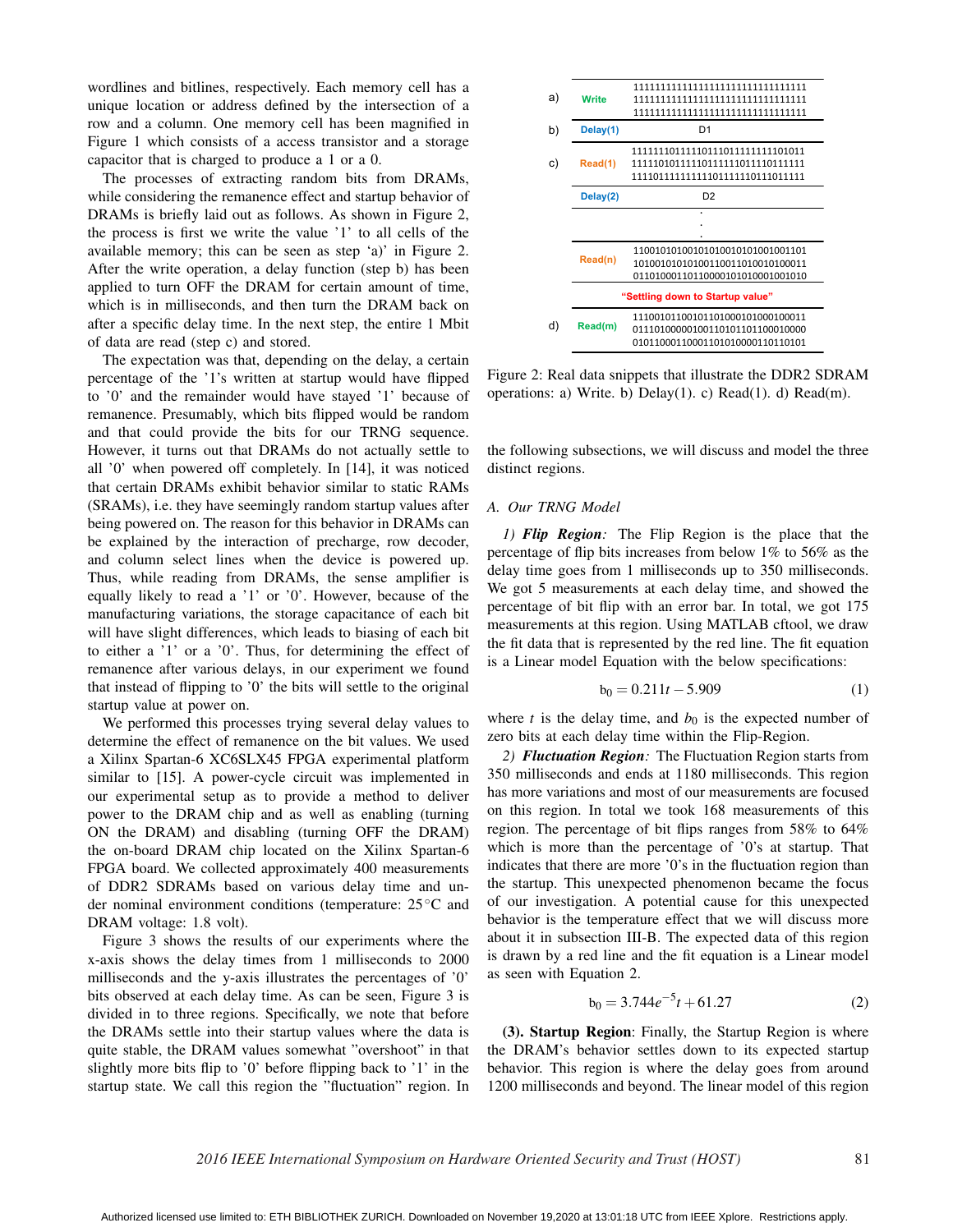wordlines and bitlines, respectively. Each memory cell has a unique location or address defined by the intersection of a row and a column. One memory cell has been magnified in Figure 1 which consists of a access transistor and a storage capacitor that is charged to produce a 1 or a 0.

The processes of extracting random bits from DRAMs, while considering the remanence effect and startup behavior of DRAMs is briefly laid out as follows. As shown in Figure 2, the process is first we write the value '1' to all cells of the available memory; this can be seen as step 'a)' in Figure 2. After the write operation, a delay function (step b) has been applied to turn OFF the DRAM for certain amount of time, which is in milliseconds, and then turn the DRAM back on after a specific delay time. In the next step, the entire 1 Mbit of data are read (step c) and stored.

The expectation was that, depending on the delay, a certain percentage of the '1's written at startup would have flipped to '0' and the remainder would have stayed '1' because of remanence. Presumably, which bits flipped would be random and that could provide the bits for our TRNG sequence. However, it turns out that DRAMs do not actually settle to all '0' when powered off completely. In [14], it was noticed that certain DRAMs exhibit behavior similar to static RAMs (SRAMs), i.e. they have seemingly random startup values after being powered on. The reason for this behavior in DRAMs can be explained by the interaction of precharge, row decoder, and column select lines when the device is powered up. Thus, while reading from DRAMs, the sense amplifier is equally likely to read a '1' or '0'. However, because of the manufacturing variations, the storage capacitance of each bit will have slight differences, which leads to biasing of each bit to either a '1' or a '0'. Thus, for determining the effect of remanence after various delays, in our experiment we found that instead of flipping to '0' the bits will settle to the original startup value at power on.

We performed this processes trying several delay values to determine the effect of remanence on the bit values. We used a Xilinx Spartan-6 XC6SLX45 FPGA experimental platform similar to [15]. A power-cycle circuit was implemented in our experimental setup as to provide a method to deliver power to the DRAM chip and as well as enabling (turning ON the DRAM) and disabling (turning OFF the DRAM) the on-board DRAM chip located on the Xilinx Spartan-6 FPGA board. We collected approximately 400 measurements of DDR2 SDRAMs based on various delay time and under nominal environment conditions (temperature: 25°C and DRAM voltage: 1.8 volt).

Figure 3 shows the results of our experiments where the x-axis shows the delay times from 1 milliseconds to 2000 milliseconds and the y-axis illustrates the percentages of '0' bits observed at each delay time. As can be seen, Figure 3 is divided in to three regions. Specifically, we note that before the DRAMs settle into their startup values where the data is quite stable, the DRAM values somewhat "overshoot" in that slightly more bits flip to '0' before flipping back to '1' in the startup state. We call this region the "fluctuation" region. In the following subsections, we will discuss and model the three distinct regions.

| | | |
|---|---|---|
| a) | Write | 11111111111111111111111111111111<br>11111111111111111111111111111111<br>11111111111111111111111111111111 |
| b) | Delay(1) | D1 |
| c) | Read(1) | 11111110111110111101111111101011<br>11111010111110111111011110111111<br>11110111111111101111110111011111 |
| | Delay(2) | D2 |
| | | . . . |
| | Read(n) | 11001010100101010010101001001101<br>10100101010100110011010010100011<br>01101000110110000101010001001010 |
| | | "Settling down to Startup value" |
| d) | Read(m) | 11100101100101101000101000100011<br>01110100000010011010110110010000<br>01011000110001101010000110110101 |

Figure 2: Real data snippets that illustrate the DDR2 SDRAM operations: a) Write. b) Delay(1). c) Read(1). d) Read(m).

### A. Our TRNG Model

*1) **Flip Region**:* The Flip Region is the place that the percentage of flip bits increases from below 1% to 56% as the delay time goes from 1 milliseconds up to 350 milliseconds. We got 5 measurements at each delay time, and showed the percentage of bit flip with an error bar. In total, we got 175 measurements at this region. Using MATLAB cftool, we draw the fit data that is represented by the red line. The fit equation is a Linear model Equation with the below specifications:

$$b_0 = 0.211t - 5.909 \tag{1}$$

where $t$ is the delay time, and $b_0$ is the expected number of zero bits at each delay time within the Flip-Region.

*2) **Fluctuation Region**:* The Fluctuation Region starts from 350 milliseconds and ends at 1180 milliseconds. This region has more variations and most of our measurements are focused on this region. In total we took 168 measurements of this region. The percentage of bit flips ranges from 58% to 64% which is more than the percentage of '0's at startup. That indicates that there are more '0's in the fluctuation region than the startup. This unexpected phenomenon became the focus of our investigation. A potential cause for this unexpected behavior is the temperature effect that we will discuss more about it in subsection III-B. The expected data of this region is drawn by a red line and the fit equation is a Linear model as seen with Equation 2.

$$b_0 = 3.744e^{-5}t + 61.27 \tag{2}$$

**(3). Startup Region**: Finally, the Startup Region is where the DRAM's behavior settles down to its expected startup behavior. This region is where the delay goes from around 1200 milliseconds and beyond. The linear model of this region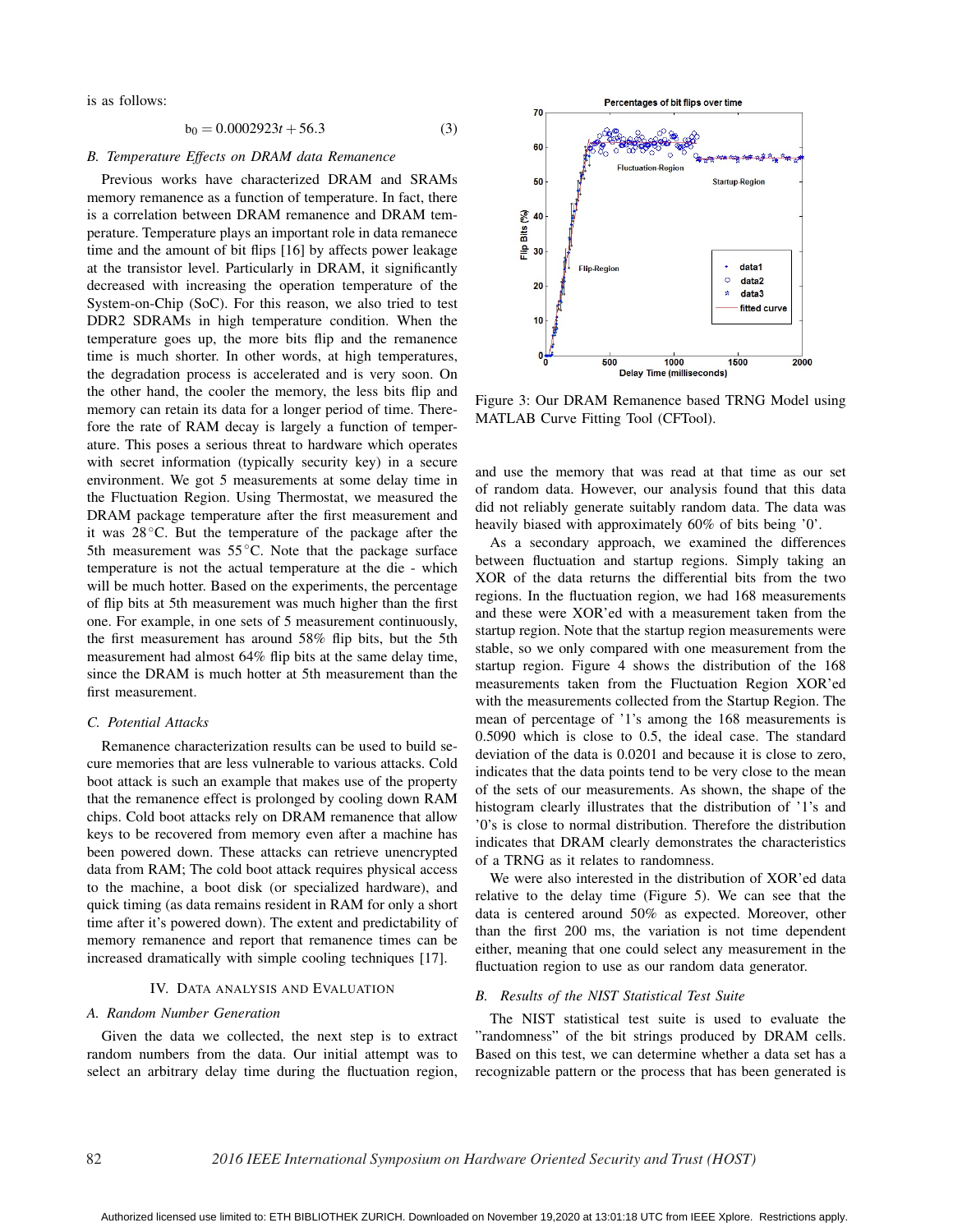is as follows:

$$b_0 = 0.0002923t + 56.3 \quad (3)$$

### B. Temperature Effects on DRAM data Remanence

Previous works have characterized DRAM and SRAMs memory remenance as a function of temperature. In fact, there is a correlation between DRAM remanence and DRAM temperature. Temperature plays an important role in data remanece time and the amount of bit flips [16] by affects power leakage at the transistor level. Particularly in DRAM, it significantly decreased with increasing the operation temperature of the System-on-Chip (SoC). For this reason, we also tried to test DDR2 SDRAMs in high temperature condition. When the temperature goes up, the more bits flip and the remenence time is much shorter. In other words, at high temperatures, the degradation process is accelerated and is very soon. On the other hand, the cooler the memory, the less bits flip and memory can retain its data for a longer period of time. Therefore the rate of RAM decay is largely a function of temperature. This poses a serious threat to hardware which operates with secret information (typically security key) in a secure environment. We got 5 measurements at some delay time in the Fluctuation Region. Using Thermostat, we measured the DRAM package temperature after the first measurement and it was 28°C. But the temperature of the package after the 5th measurement was 55°C. Note that the package surface temperature is not the actual temperature at the die - which will be much hotter. Based on the experiments, the percentage of flip bits at 5th measurement was much higher than the first one. For example, in one sets of 5 measurement continuously, the first measurement has around 58% flip bits, but the 5th measurement had almost 64% flip bits at the same delay time, since the DRAM is much hotter at 5th measurement than the first measurement.

### C. Potential Attacks

Remanence characterization results can be used to build secure memories that are less vulnerable to various attacks. Cold boot attack is such an example that makes use of the property that the remanence effect is prolonged by cooling down RAM chips. Cold boot attacks rely on DRAM remanence that allow keys to be recovered from memory even after a machine has been powered down. These attacks can retrieve unencrypted data from RAM; The cold boot attack requires physical access to the machine, a boot disk (or specialized hardware), and quick timing (as data remains resident in RAM for only a short time after it's powered down). The extent and predictability of memory remanence and report that remanence times can be increased dramatically with simple cooling techniques [17].

## IV. Data Analysis and Evaluation

### A. Random Number Generation

Given the data we collected, the next step is to extract random numbers from the data. Our initial attempt was to select an arbitrary delay time during the fluctuation region, and use the memory that was read at that time as our set of random data. However, our analysis found that this data did not reliably generate suitably random data. The data was heavily biased with approximately 60% of bits being '0'.

Figure 3: Our DRAM Remanence based TRNG Model using MATLAB Curve Fitting Tool (CFTool).

As a secondary approach, we examined the differences between fluctuation and startup regions. Simply taking an XOR of the data returns the differential bits from the two regions. In the fluctuation region, we had 168 measurements and these were XOR'ed with a measurement taken from the startup region. Note that the startup region measurements were stable, so we only compared with one measurement from the startup region. Figure 4 shows the distribution of the 168 measurements taken from the Fluctuation Region XOR'ed with the measurements collected from the Startup Region. The mean of percentage of '1's among the 168 measurements is 0.5090 which is close to 0.5, the ideal case. The standard deviation of the data is 0.0201 and because it is close to zero, indicates that the data points tend to be very close to the mean of the sets of our measurements. As shown, the shape of the histogram clearly illustrates that the distribution of '1's and '0's is close to normal distribution. Therefore the distribution indicates that DRAM clearly demonstrates the characteristics of a TRNG as it relates to randomness.

We were also interested in the distribution of XOR'ed data relative to the delay time (Figure 5). We can see that the data is centered around 50% as expected. Moreover, other than the first 200 ms, the variation is not time dependent either, meaning that one could select any measurement in the fluctuation region to use as our random data generator.

### B. Results of the NIST Statistical Test Suite

The NIST statistical test suite is used to evaluate the "randomness" of the bit strings produced by DRAM cells. Based on this test, we can determine whether a data set has a recognizable pattern or the process that has been generated is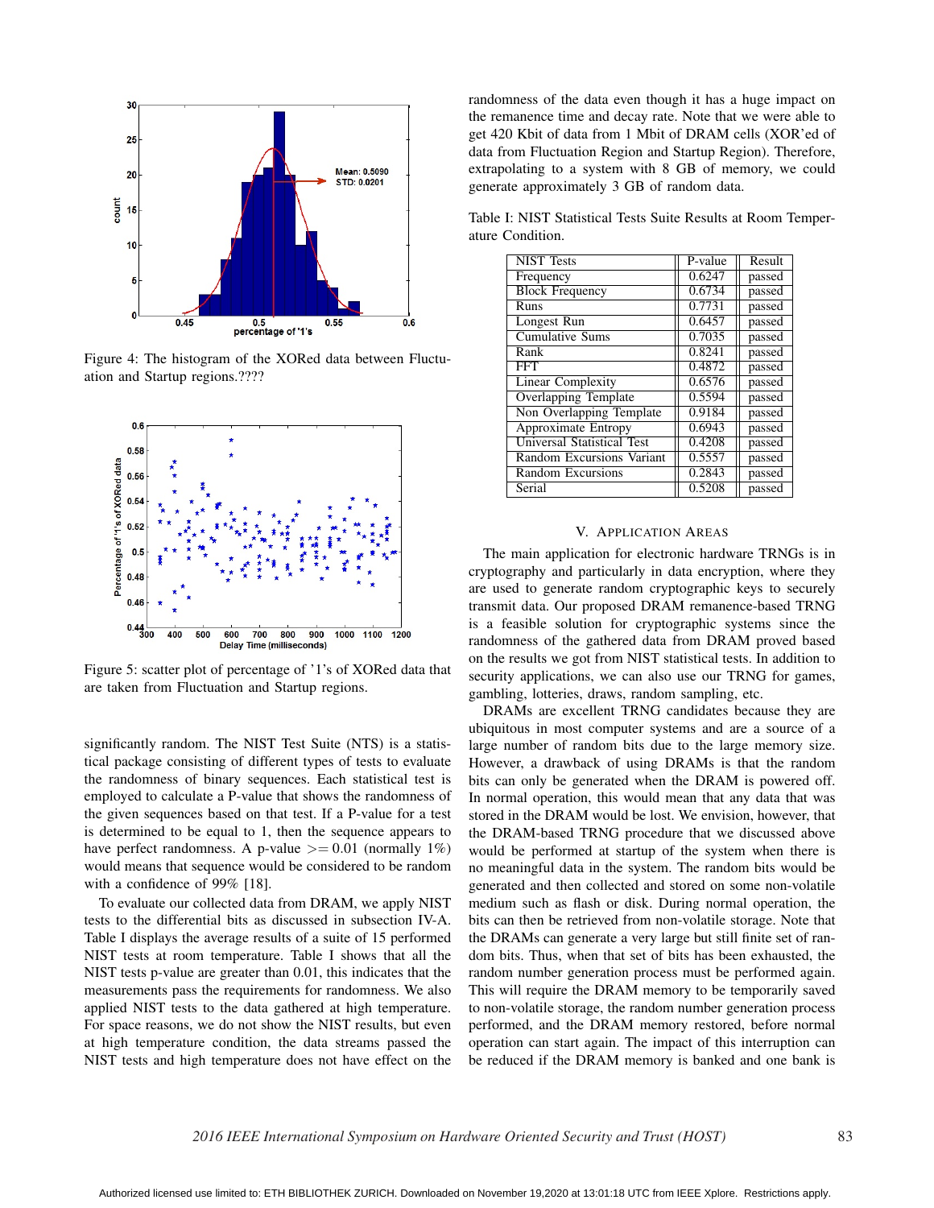Figure 4: The histogram of the XORed data between Fluctuation and Startup regions.????

Figure 5: scatter plot of percentage of '1's of XORed data that are taken from Fluctuation and Startup regions.

significantly random. The NIST Test Suite (NTS) is a statistical package consisting of different types of tests to evaluate the randomness of binary sequences. Each statistical test is employed to calculate a P-value that shows the randomness of the given sequences based on that test. If a P-value for a test is determined to be equal to 1, then the sequence appears to have perfect randomness. A p-value $>= 0.01$ (normally 1%) would means that sequence would be considered to be random with a confidence of 99% [18].

To evaluate our collected data from DRAM, we apply NIST tests to the differential bits as discussed in subsection IV-A. Table I displays the average results of a suite of 15 performed NIST tests at room temperature. Table I shows that all the NIST tests p-value are greater than 0.01, this indicates that the measurements pass the requirements for randomness. We also applied NIST tests to the data gathered at high temperature. For space reasons, we do not show the NIST results, but even at high temperature condition, the data streams passed the NIST tests and high temperature does not have effect on the randomness of the data even though it has a huge impact on the remanence time and decay rate. Note that we were able to get 420 Kbit of data from 1 Mbit of DRAM cells (XOR'ed of data from Fluctuation Region and Startup Region). Therefore, extrapolating to a system with 8 GB of memory, we could generate approximately 3 GB of random data.

Table I: NIST Statistical Tests Suite Results at Room Temperature Condition.

| NIST Tests | P-value | Result |
|---|---|---|
| Frequency | 0.6247 | passed |
| Block Frequency | 0.6734 | passed |
| Runs | 0.7731 | passed |
| Longest Run | 0.6457 | passed |
| Cumulative Sums | 0.7035 | passed |
| Rank | 0.8241 | passed |
| FFT | 0.4872 | passed |
| Linear Complexity | 0.6576 | passed |
| Overlapping Template | 0.5594 | passed |
| Non Overlapping Template | 0.9184 | passed |
| Approximate Entropy | 0.6943 | passed |
| Universal Statistical Test | 0.4208 | passed |
| Random Excursions Variant | 0.5557 | passed |
| Random Excursions | 0.2843 | passed |
| Serial | 0.5208 | passed |

## V. Application Areas

The main application for electronic hardware TRNGs is in cryptography and particularly in data encryption, where they are used to generate random cryptographic keys to securely transmit data. Our proposed DRAM remanence-based TRNG is a feasible solution for cryptographic systems since the randomness of the gathered data from DRAM proved based on the results we got from NIST statistical tests. In addition to security applications, we can also use our TRNG for games, gambling, lotteries, draws, random sampling, etc.

DRAMs are excellent TRNG candidates because they are ubiquitous in most computer systems and are a source of a large number of random bits due to the large memory size. However, a drawback of using DRAMs is that the random bits can only be generated when the DRAM is powered off. In normal operation, this would mean that any data that was stored in the DRAM would be lost. We envision, however, that the DRAM-based TRNG procedure that we discussed above would be performed at startup of the system when there is no meaningful data in the system. The random bits would be generated and then collected and stored on some non-volatile medium such as flash or disk. During normal operation, the bits can then be retrieved from non-volatile storage. Note that the DRAMs can generate a very large but still finite set of random bits. Thus, when that set of bits has been exhausted, the random number generation process must be performed again. This will require the DRAM memory to be temporarily saved to non-volatile storage, the random number generation process performed, and the DRAM memory restored, before normal operation can start again. The impact of this interruption can be reduced if the DRAM memory is banked and one bank is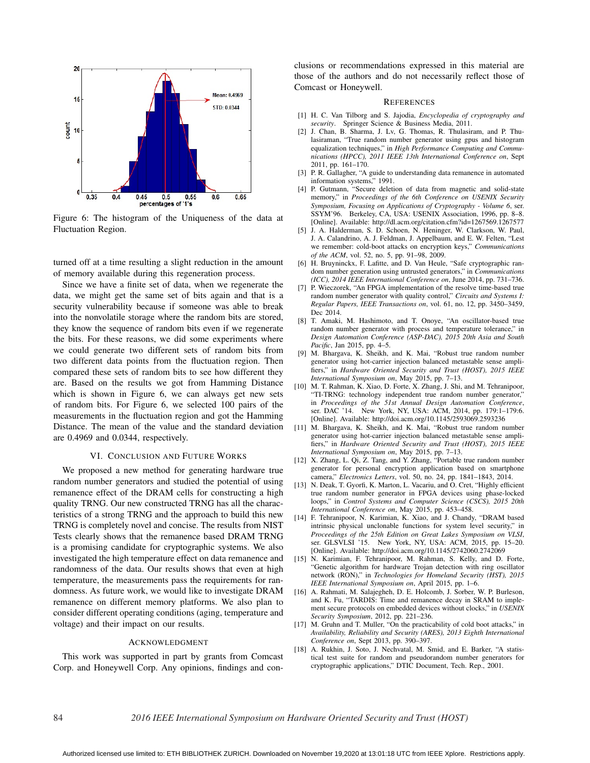20
15
10
5
0
count
0.35 0.4 0.45 0.5 0.55 0.6 0.65
percentages of '1's
Mean: 0.4969
STD: 0.0344

Figure 6: The histogram of the Uniqueness of the data at Fluctuation Region.

turned off at a time resulting a slight reduction in the amount of memory available during this regeneration process.

Since we have a finite set of data, when we regenerate the data, we might get the same set of bits again and that is a security vulnerability because if someone was able to break into the nonvolatile storage where the random bits are stored, they know the sequence of random bits even if we regenerate the bits. For these reasons, we did some experiments where we could generate two different sets of random bits from two different data points from the fluctuation region. Then compared these sets of random bits to see how different they are. Based on the results we got from Hamming Distance which is shown in Figure 6, we can always get new sets of random bits. For Figure 6, we selected 100 pairs of the measurements in the fluctuation region and got the Hamming Distance. The mean of the value and the standard deviation are 0.4969 and 0.0344, respectively.

## VI. Conclusion and Future Works

We proposed a new method for generating hardware true random number generators and studied the potential of using remanence effect of the DRAM cells for constructing a high quality TRNG. Our new constructed TRNG has all the characteristics of a strong TRNG and the approach to build this new TRNG is completely novel and concise. The results from NIST Tests clearly shows that the remanence based DRAM TRNG is a promising candidate for cryptographic systems. We also investigated the high temperature effect on data remanence and randomness of the data. Our results shows that even at high temperature, the measurements pass the requirements for randomness. As future work, we would like to investigate DRAM remanence on different memory platforms. We also plan to consider different operating conditions (aging, temperature and voltage) and their impact on our results.

## Acknowledgment

This work was supported in part by grants from Comcast Corp. and Honeywell Corp. Any opinions, findings and conclusions or recommendations expressed in this material are those of the authors and do not necessarily reflect those of Comcast or Honeywell.

## References

[1] H. C. Van Tilborg and S. Jajodia, *Encyclopedia of cryptography and security*. Springer Science & Business Media, 2011.

[2] J. Chan, B. Sharma, J. Lv, G. Thomas, R. Thulasiram, and P. Thulasiraman, "True random number generator using gpus and histogram equalization techniques," in *High Performance Computing and Communications (HPCC), 2011 IEEE 13th International Conference on*, Sept 2011, pp. 161–170.

[3] P. R. Gallagher, "A guide to understanding data remanence in automated information systems," 1991.

[4] P. Gutmann, "Secure deletion of data from magnetic and solid-state memory," in *Proceedings of the 6th Conference on USENIX Security Symposium, Focusing on Applications of Cryptography - Volume 6*, ser. SSYM'96. Berkeley, CA, USA: USENIX Association, 1996, pp. 8–8. [Online]. Available: http://dl.acm.org/citation.cfm?id=1267569.1267577

[5] J. A. Halderman, S. D. Schoen, N. Heninger, W. Clarkson, W. Paul, J. A. Calandrino, A. J. Feldman, J. Appelbaum, and E. W. Felten, "Lest we remember: cold-boot attacks on encryption keys," *Communications of the ACM*, vol. 52, no. 5, pp. 91–98, 2009.

[6] H. Bruyninckx, F. Lafitte, and D. Van Heule, "Safe cryptographic random number generation using untrusted generators," in *Communications (ICC), 2014 IEEE International Conference on*, June 2014, pp. 731–736.

[7] P. Wieczorek, "An FPGA implementation of the resolve time-based true random number generator with quality control," *Circuits and Systems I: Regular Papers, IEEE Transactions on*, vol. 61, no. 12, pp. 3450–3459, Dec 2014.

[8] T. Amaki, M. Hashimoto, and T. Onoye, "An oscillator-based true random number generator with process and temperature tolerance," in *Design Automation Conference (ASP-DAC), 2015 20th Asia and South Pacific*, Jan 2015, pp. 4–5.

[9] M. Bhargava, K. Sheikh, and K. Mai, "Robust true random number generator using hot-carrier injection balanced metastable sense amplifiers," in *Hardware Oriented Security and Trust (HOST), 2015 IEEE International Symposium on*, May 2015, pp. 7–13.

[10] M. T. Rahman, K. Xiao, D. Forte, X. Zhang, J. Shi, and M. Tehranipoor, "TI-TRNG: technology independent true random number generator," in *Proceedings of the 51st Annual Design Automation Conference*, ser. DAC '14. New York, NY, USA: ACM, 2014, pp. 179:1–179:6. [Online]. Available: http://doi.acm.org/10.1145/2593069.2593236

[11] M. Bhargava, K. Sheikh, and K. Mai, "Robust true random number generator using hot-carrier injection balanced metastable sense amplifiers," in *Hardware Oriented Security and Trust (HOST), 2015 IEEE International Symposium on*, May 2015, pp. 7–13.

[12] X. Zhang, L. Qi, Z. Tang, and Y. Zhang, "Portable true random number generator for personal encryption application based on smartphone camera," *Electronics Letters*, vol. 50, no. 24, pp. 1841–1843, 2014.

[13] N. Deak, T. Gyorfi, K. Marton, L. Vacariu, and O. Cret, "Highly efficient true random number generator in FPGA devices using phase-locked loops," in *Control Systems and Computer Science (CSCS), 2015 20th International Conference on*, May 2015, pp. 453–458.

[14] F. Tehranipoor, N. Karimian, K. Xiao, and J. Chandy, "DRAM based intrinsic physical unclonable functions for system level security," in *Proceedings of the 25th Edition on Great Lakes Symposium on VLSI*, ser. GLSVLSI '15. New York, NY, USA: ACM, 2015, pp. 15–20. [Online]. Available: http://doi.acm.org/10.1145/2742060.2742069

[15] N. Karimian, F. Tehranipoor, M. Rahman, S. Kelly, and D. Forte, "Genetic algorithm for hardware Trojan detection with ring oscillator network (RON)," in *Technologies for Homeland Security (HST), 2015 IEEE International Symposium on*, April 2015, pp. 1–6.

[16] A. Rahmati, M. Salajegheh, D. E. Holcomb, J. Sorber, W. P. Burleson, and K. Fu, "TARDIS: Time and remanence decay in SRAM to implement secure protocols on embedded devices without clocks," in *USENIX Security Symposium*, 2012, pp. 221–236.

[17] M. Gruhn and T. Muller, "On the practicability of cold boot attacks," in *Availability, Reliability and Security (ARES), 2013 Eighth International Conference on*, Sept 2013, pp. 390–397.

[18] A. Rukhin, J. Soto, J. Nechvatal, M. Smid, and E. Barker, "A statistical test suite for random and pseudorandom number generators for cryptographic applications," DTIC Document, Tech. Rep., 2001.